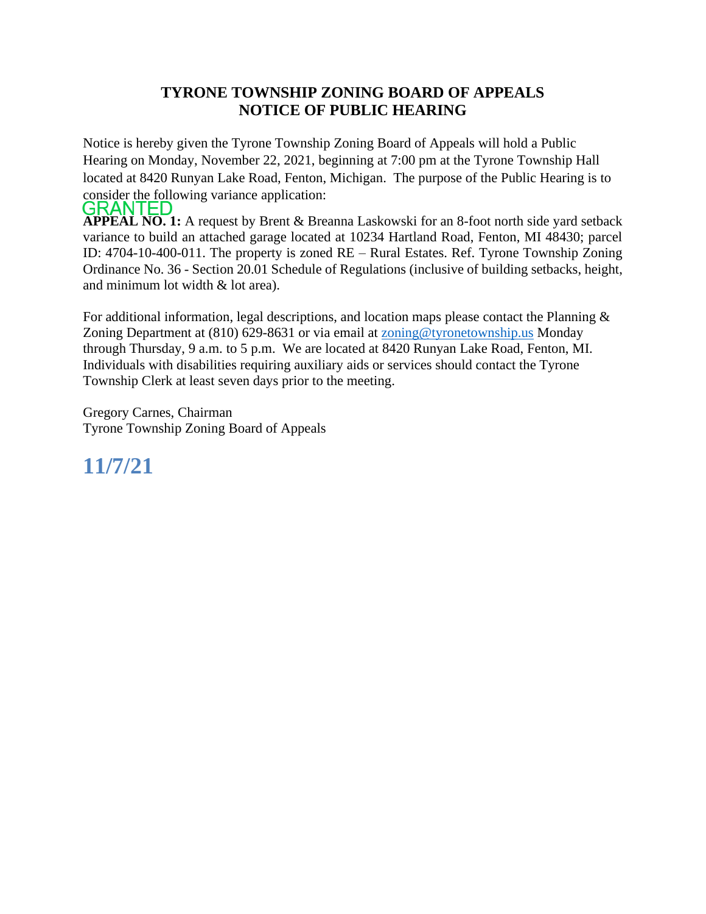# TYRONE TOWNSHIP ZONING BOARD OF APPEALS
# NOTICE OF PUBLIC HEARING

Notice is hereby given the Tyrone Township Zoning Board of Appeals will hold a Public Hearing on Monday, November 22, 2021, beginning at 7:00 pm at the Tyrone Township Hall located at 8420 Runyan Lake Road, Fenton, Michigan. The purpose of the Public Hearing is to consider the following variance application:

GRANTED

**APPEAL NO. 1:** A request by Brent & Breanna Laskowski for an 8-foot north side yard setback variance to build an attached garage located at 10234 Hartland Road, Fenton, MI 48430; parcel ID: 4704-10-400-011. The property is zoned RE – Rural Estates. Ref. Tyrone Township Zoning Ordinance No. 36 - Section 20.01 Schedule of Regulations (inclusive of building setbacks, height, and minimum lot width & lot area).

For additional information, legal descriptions, and location maps please contact the Planning & Zoning Department at (810) 629-8631 or via email at zoning@tyronetownship.us Monday through Thursday, 9 a.m. to 5 p.m. We are located at 8420 Runyan Lake Road, Fenton, MI. Individuals with disabilities requiring auxiliary aids or services should contact the Tyrone Township Clerk at least seven days prior to the meeting.

Gregory Carnes, Chairman
Tyrone Township Zoning Board of Appeals

**11/7/21**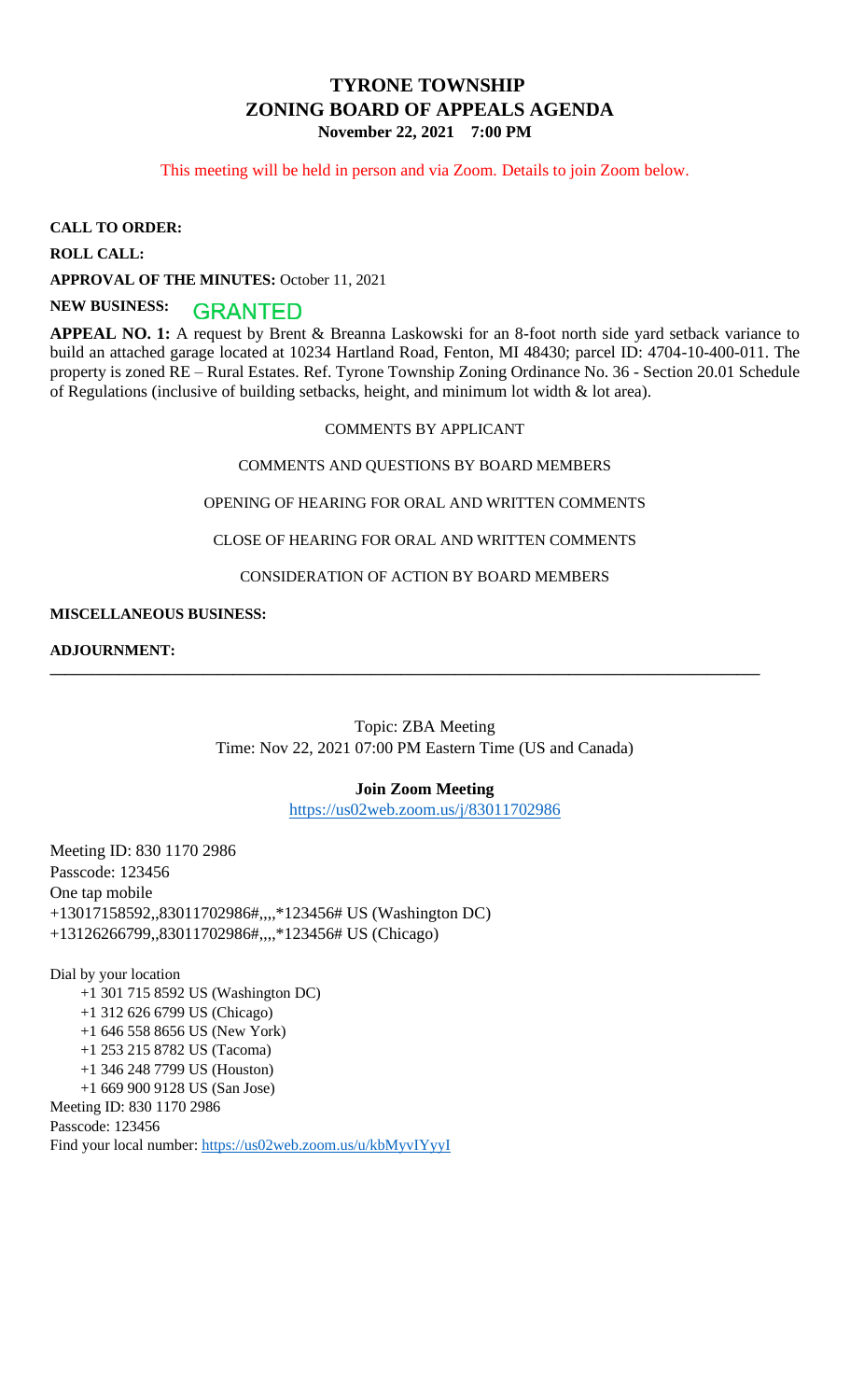# TYRONE TOWNSHIP
## ZONING BOARD OF APPEALS AGENDA
**November 22, 2021 7:00 PM**

This meeting will be held in person and via Zoom. Details to join Zoom below.

**CALL TO ORDER:**

**ROLL CALL:**

**APPROVAL OF THE MINUTES:** October 11, 2021

**NEW BUSINESS:** GRANTED

**APPEAL NO. 1:** A request by Brent & Breanna Laskowski for an 8-foot north side yard setback variance to build an attached garage located at 10234 Hartland Road, Fenton, MI 48430; parcel ID: 4704-10-400-011. The property is zoned RE – Rural Estates. Ref. Tyrone Township Zoning Ordinance No. 36 - Section 20.01 Schedule of Regulations (inclusive of building setbacks, height, and minimum lot width & lot area).

COMMENTS BY APPLICANT

COMMENTS AND QUESTIONS BY BOARD MEMBERS

OPENING OF HEARING FOR ORAL AND WRITTEN COMMENTS

CLOSE OF HEARING FOR ORAL AND WRITTEN COMMENTS

CONSIDERATION OF ACTION BY BOARD MEMBERS

**MISCELLANEOUS BUSINESS:**

**ADJOURNMENT:**

---

Topic: ZBA Meeting
Time: Nov 22, 2021 07:00 PM Eastern Time (US and Canada)

**Join Zoom Meeting**
https://us02web.zoom.us/j/83011702986

Meeting ID: 830 1170 2986
Passcode: 123456
One tap mobile
+13017158592,,83011702986#,,,,*123456# US (Washington DC)
+13126266799,,83011702986#,,,,*123456# US (Chicago)

Dial by your location
- +1 301 715 8592 US (Washington DC)
- +1 312 626 6799 US (Chicago)
- +1 646 558 8656 US (New York)
- +1 253 215 8782 US (Tacoma)
- +1 346 248 7799 US (Houston)
- +1 669 900 9128 US (San Jose)

Meeting ID: 830 1170 2986
Passcode: 123456
Find your local number: https://us02web.zoom.us/u/kbMyvIYyyI